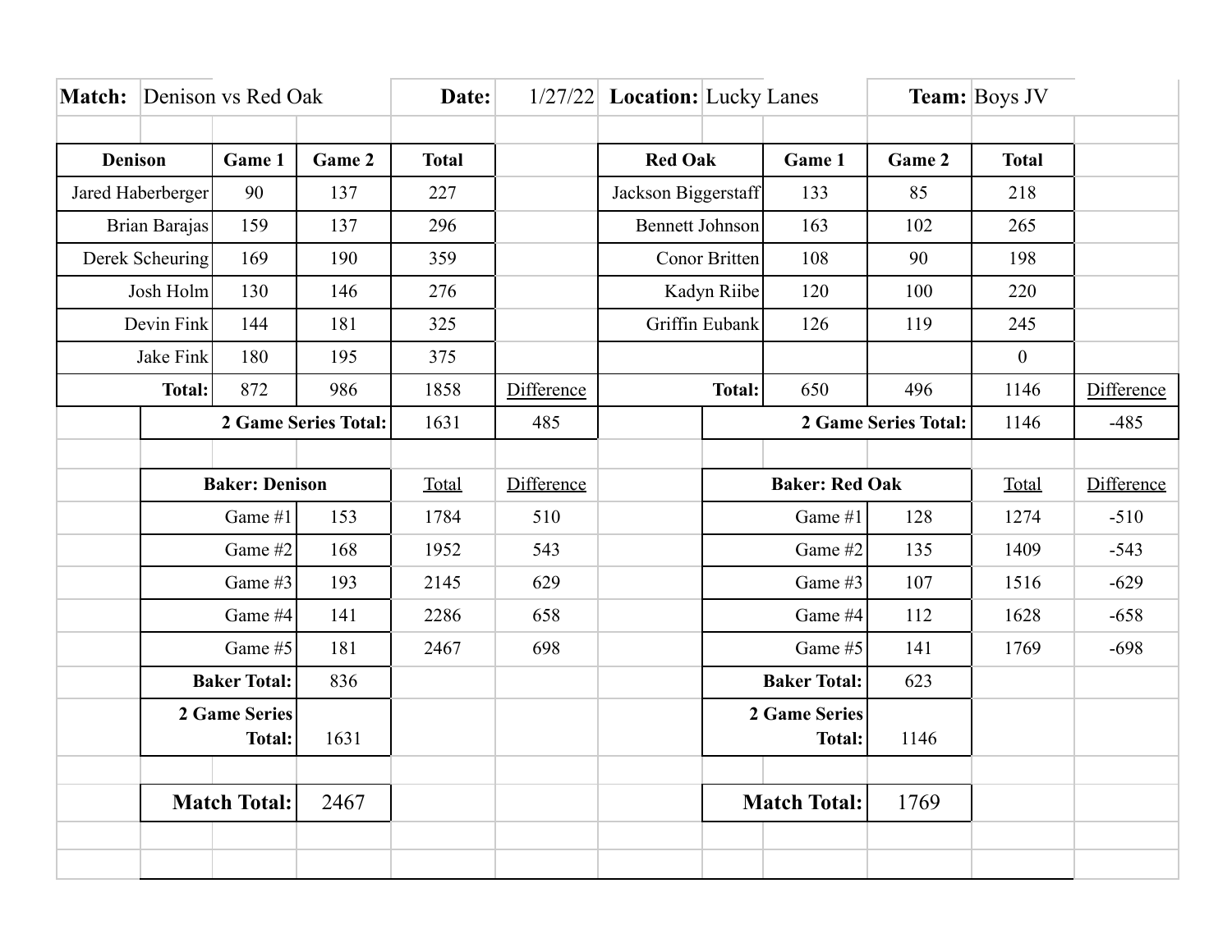**Match:** Denison vs Red Oak **Date:** 1/27/22 **Location:** Lucky Lanes **Team:** Boys JV

| Denison | Game 1 | Game 2 | Total | |
|---|---|---|---|---|
| Jared Haberberger | 90 | 137 | 227 | |
| Brian Barajas | 159 | 137 | 296 | |
| Derek Scheuring | 169 | 190 | 359 | |
| Josh Holm | 130 | 146 | 276 | |
| Devin Fink | 144 | 181 | 325 | |
| Jake Fink | 180 | 195 | 375 | |
| **Total:** | 872 | 986 | 1858 | Difference |
| **2 Game Series Total:** | | | 1631 | 485 |

| Red Oak | Game 1 | Game 2 | Total | |
|---|---|---|---|---|
| Jackson Biggerstaff | 133 | 85 | 218 | |
| Bennett Johnson | 163 | 102 | 265 | |
| Conor Britten | 108 | 90 | 198 | |
| Kadyn Riibe | 120 | 100 | 220 | |
| Griffin Eubank | 126 | 119 | 245 | |
| | | | 0 | |
| **Total:** | 650 | 496 | 1146 | Difference |
| **2 Game Series Total:** | | | 1146 | -485 |

| Baker: Denison | | Total | Difference |
|---|---|---|---|
| Game #1 | 153 | 1784 | 510 |
| Game #2 | 168 | 1952 | 543 |
| Game #3 | 193 | 2145 | 629 |
| Game #4 | 141 | 2286 | 658 |
| Game #5 | 181 | 2467 | 698 |
| **Baker Total:** | 836 | | |
| **2 Game Series Total:** | 1631 | | |

| Baker: Red Oak | | Total | Difference |
|---|---|---|---|
| Game #1 | 128 | 1274 | -510 |
| Game #2 | 135 | 1409 | -543 |
| Game #3 | 107 | 1516 | -629 |
| Game #4 | 112 | 1628 | -658 |
| Game #5 | 141 | 1769 | -698 |
| **Baker Total:** | 623 | | |
| **2 Game Series Total:** | 1146 | | |

**Match Total:** 2467

**Match Total:** 1769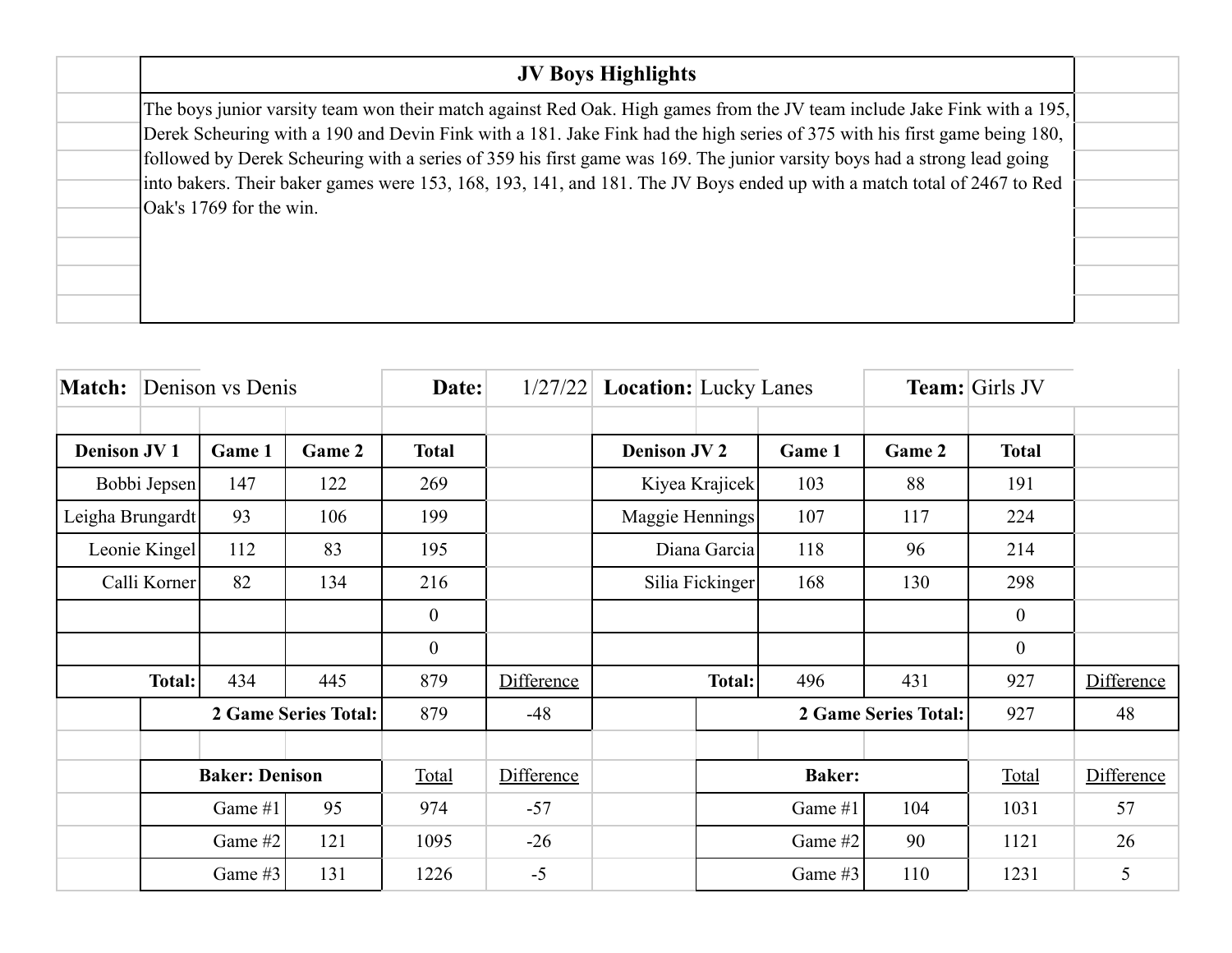## JV Boys Highlights

The boys junior varsity team won their match against Red Oak. High games from the JV team include Jake Fink with a 195, Derek Scheuring with a 190 and Devin Fink with a 181. Jake Fink had the high series of 375 with his first game being 180, followed by Derek Scheuring with a series of 359 his first game was 169. The junior varsity boys had a strong lead going into bakers. Their baker games were 153, 168, 193, 141, and 181. The JV Boys ended up with a match total of 2467 to Red Oak's 1769 for the win.

**Match:** Denison vs Denis **Date:** 1/27/22 **Location:** Lucky Lanes **Team:** Girls JV

| Denison JV 1 | Game 1 | Game 2 | Total | |
|---|---|---|---|---|
| Bobbi Jepsen | 147 | 122 | 269 | |
| Leigha Brungardt | 93 | 106 | 199 | |
| Leonie Kingel | 112 | 83 | 195 | |
| Calli Korner | 82 | 134 | 216 | |
| | | | 0 | |
| | | | 0 | |
| **Total:** | 434 | 445 | 879 | Difference |
| **2 Game Series Total:** | | | 879 | -48 |

| Baker: Denison | | Total | Difference |
|---|---|---|---|
| Game #1 | 95 | 974 | -57 |
| Game #2 | 121 | 1095 | -26 |
| Game #3 | 131 | 1226 | -5 |

| Denison JV 2 | Game 1 | Game 2 | Total | |
|---|---|---|---|---|
| Kiyea Krajicek | 103 | 88 | 191 | |
| Maggie Hennings | 107 | 117 | 224 | |
| Diana Garcia | 118 | 96 | 214 | |
| Silia Fickinger | 168 | 130 | 298 | |
| | | | 0 | |
| | | | 0 | |
| **Total:** | 496 | 431 | 927 | Difference |
| **2 Game Series Total:** | | | 927 | 48 |

| Baker: | | Total | Difference |
|---|---|---|---|
| Game #1 | 104 | 1031 | 57 |
| Game #2 | 90 | 1121 | 26 |
| Game #3 | 110 | 1231 | 5 |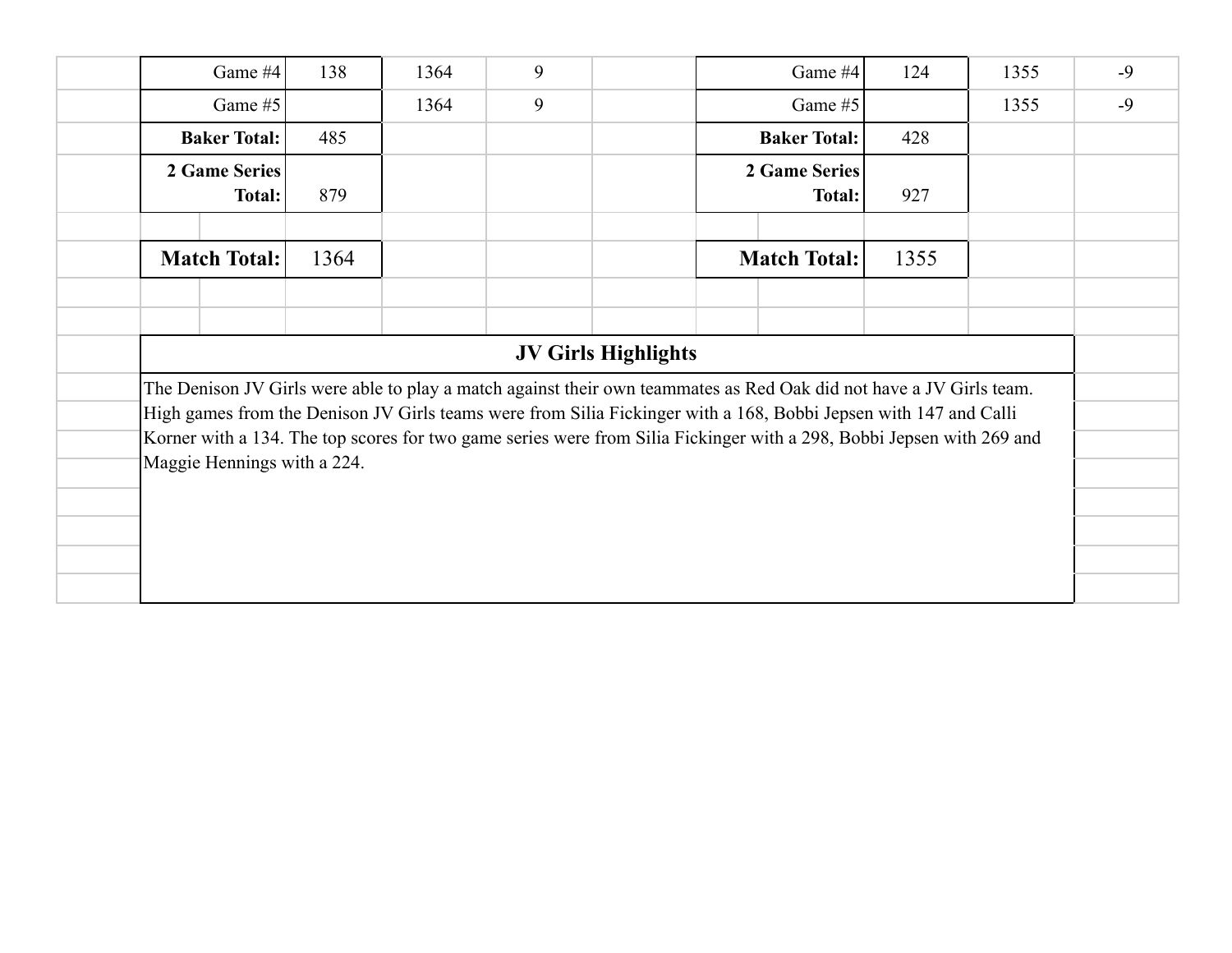| | | | | | | | |
|---|---|---|---|---|---|---|---|
| Game #4 | 138 | 1364 | 9 | Game #4 | 124 | 1355 | -9 |
| Game #5 | | 1364 | 9 | Game #5 | | 1355 | -9 |
| **Baker Total:** | 485 | | | **Baker Total:** | 428 | | |
| **2 Game Series Total:** | 879 | | | **2 Game Series Total:** | 927 | | |

| | | | |
|---|---|---|---|
| **Match Total:** | 1364 | **Match Total:** | 1355 |

## JV Girls Highlights

The Denison JV Girls were able to play a match against their own teammates as Red Oak did not have a JV Girls team. High games from the Denison JV Girls teams were from Silia Fickinger with a 168, Bobbi Jepsen with 147 and Calli Korner with a 134. The top scores for two game series were from Silia Fickinger with a 298, Bobbi Jepsen with 269 and Maggie Hennings with a 224.